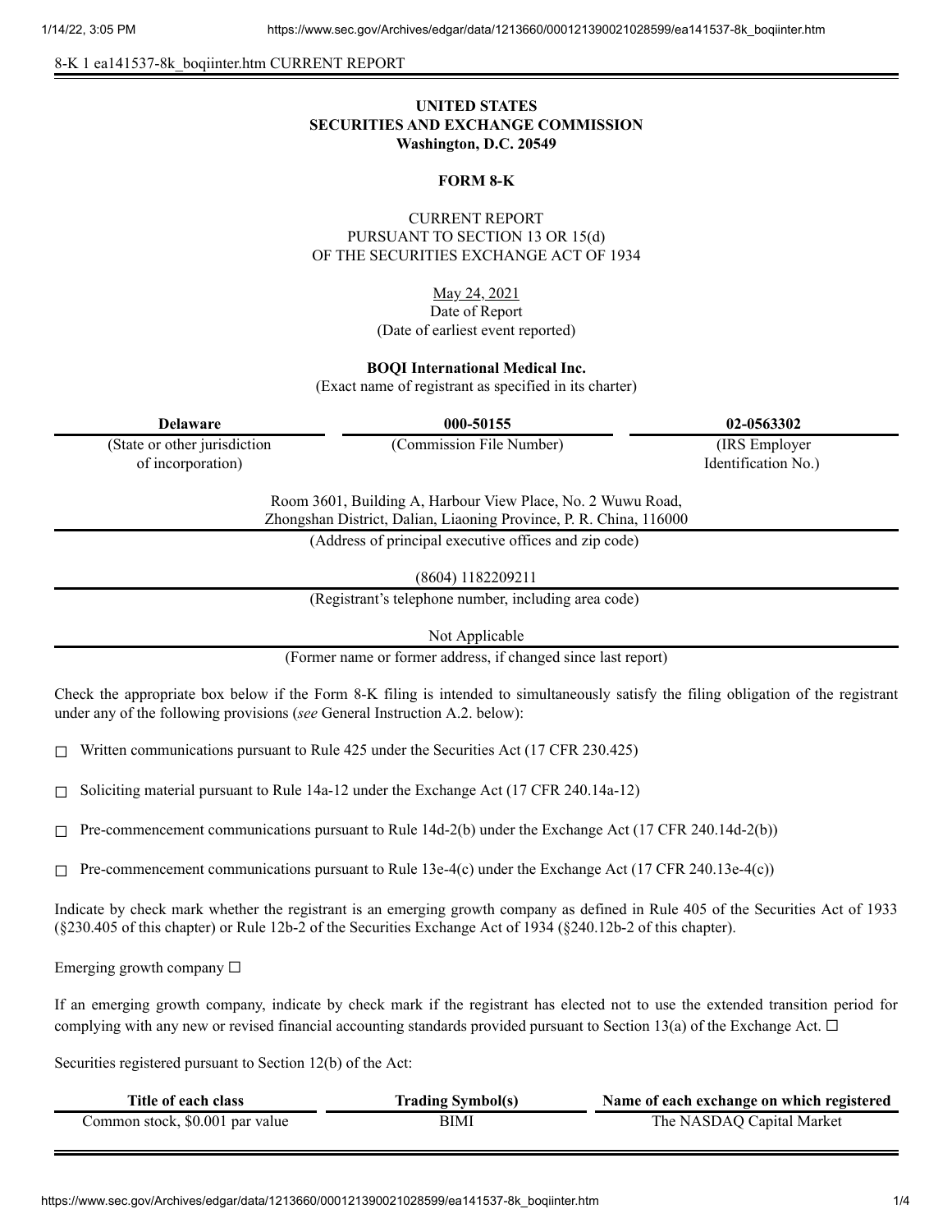8-K 1 ea141537-8k_boqiinter.htm CURRENT REPORT

**UNITED STATES**
**SECURITIES AND EXCHANGE COMMISSION**
**Washington, D.C. 20549**

**FORM 8-K**

CURRENT REPORT
PURSUANT TO SECTION 13 OR 15(d)
OF THE SECURITIES EXCHANGE ACT OF 1934

May 24, 2021
Date of Report
(Date of earliest event reported)

**BOQI International Medical Inc.**
(Exact name of registrant as specified in its charter)

| **Delaware** | **000-50155** | **02-0563302** |
|---|---|---|
| (State or other jurisdiction of incorporation) | (Commission File Number) | (IRS Employer Identification No.) |

Room 3601, Building A, Harbour View Place, No. 2 Wuwu Road,
Zhongshan District, Dalian, Liaoning Province, P. R. China, 116000
(Address of principal executive offices and zip code)

(8604) 1182209211
(Registrant's telephone number, including area code)

Not Applicable
(Former name or former address, if changed since last report)

Check the appropriate box below if the Form 8-K filing is intended to simultaneously satisfy the filing obligation of the registrant under any of the following provisions (*see* General Instruction A.2. below):

☐ Written communications pursuant to Rule 425 under the Securities Act (17 CFR 230.425)

☐ Soliciting material pursuant to Rule 14a-12 under the Exchange Act (17 CFR 240.14a-12)

☐ Pre-commencement communications pursuant to Rule 14d-2(b) under the Exchange Act (17 CFR 240.14d-2(b))

☐ Pre-commencement communications pursuant to Rule 13e-4(c) under the Exchange Act (17 CFR 240.13e-4(c))

Indicate by check mark whether the registrant is an emerging growth company as defined in Rule 405 of the Securities Act of 1933 (§230.405 of this chapter) or Rule 12b-2 of the Securities Exchange Act of 1934 (§240.12b-2 of this chapter).

Emerging growth company ☐

If an emerging growth company, indicate by check mark if the registrant has elected not to use the extended transition period for complying with any new or revised financial accounting standards provided pursuant to Section 13(a) of the Exchange Act. ☐

Securities registered pursuant to Section 12(b) of the Act:

| Title of each class | Trading Symbol(s) | Name of each exchange on which registered |
|---|---|---|
| Common stock, $0.001 par value | BIMI | The NASDAQ Capital Market |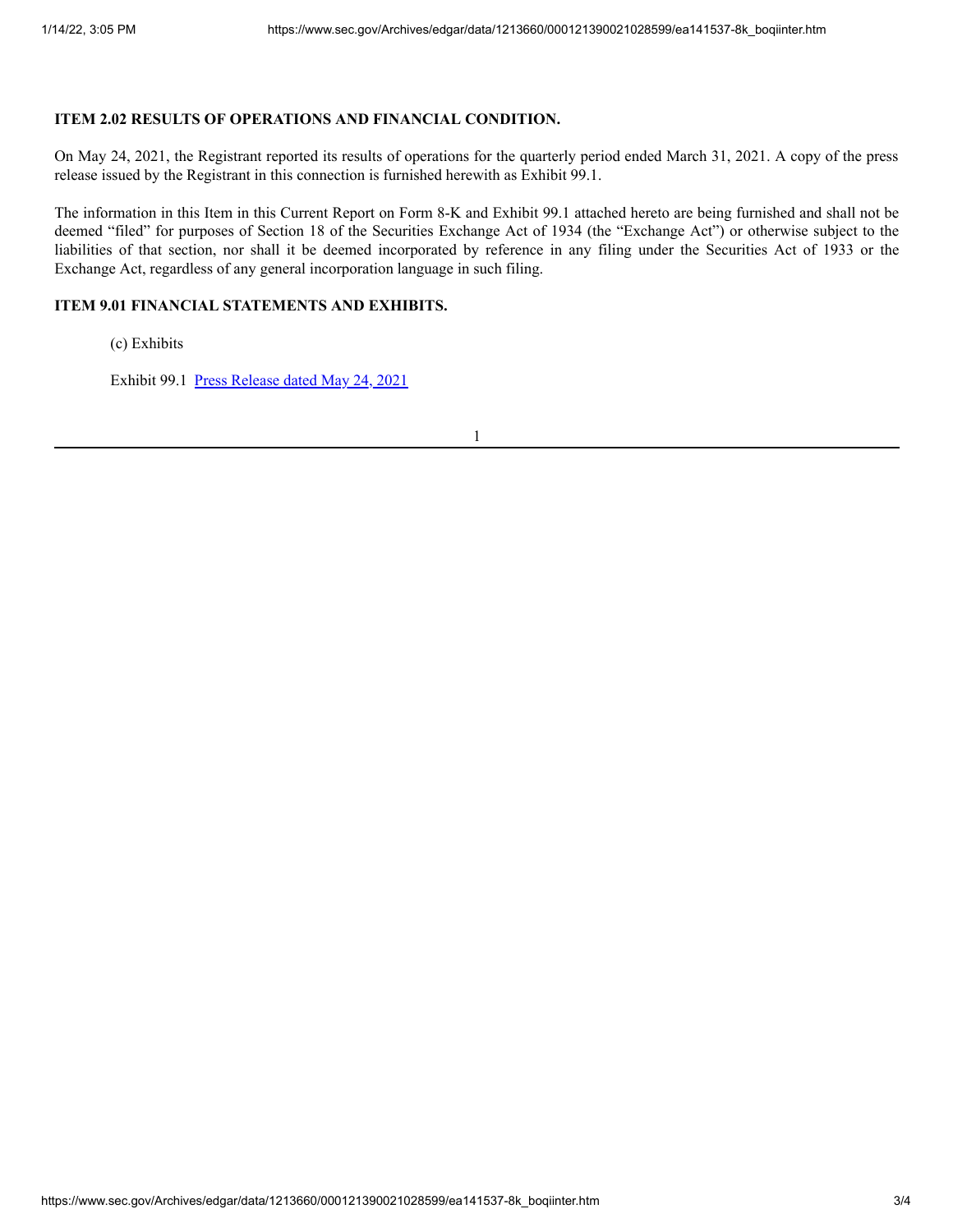**ITEM 2.02 RESULTS OF OPERATIONS AND FINANCIAL CONDITION.**

On May 24, 2021, the Registrant reported its results of operations for the quarterly period ended March 31, 2021. A copy of the press release issued by the Registrant in this connection is furnished herewith as Exhibit 99.1.

The information in this Item in this Current Report on Form 8-K and Exhibit 99.1 attached hereto are being furnished and shall not be deemed "filed" for purposes of Section 18 of the Securities Exchange Act of 1934 (the "Exchange Act") or otherwise subject to the liabilities of that section, nor shall it be deemed incorporated by reference in any filing under the Securities Act of 1933 or the Exchange Act, regardless of any general incorporation language in such filing.

**ITEM 9.01 FINANCIAL STATEMENTS AND EXHIBITS.**

(c) Exhibits

Exhibit 99.1 Press Release dated May 24, 2021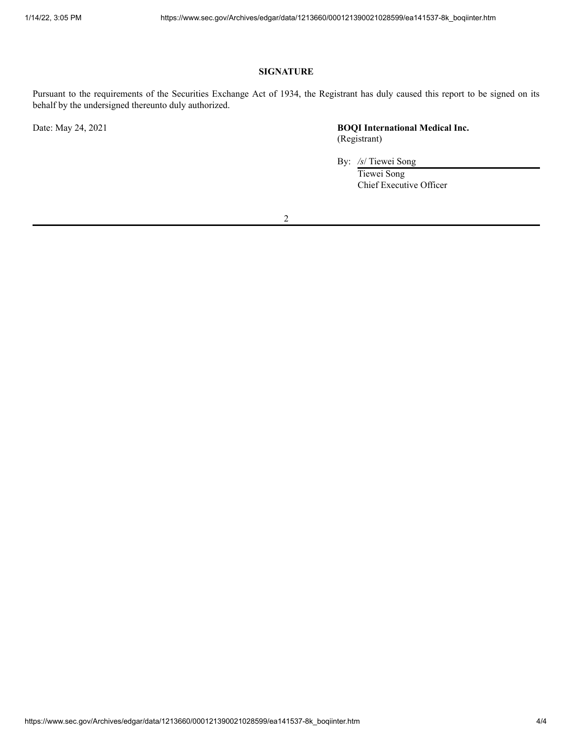**SIGNATURE**

Pursuant to the requirements of the Securities Exchange Act of 1934, the Registrant has duly caused this report to be signed on its behalf by the undersigned thereunto duly authorized.

Date: May 24, 2021

**BOQI International Medical Inc.**
(Registrant)

By: */s/* Tiewei Song
Tiewei Song
Chief Executive Officer